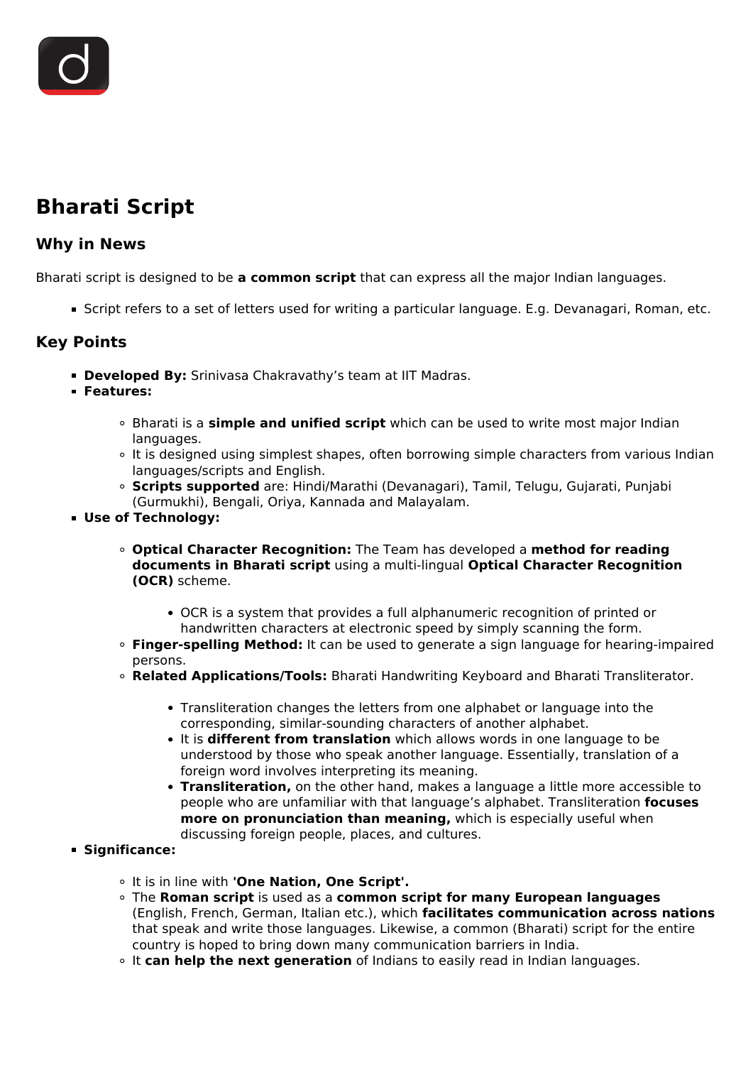# Bharati Script

## Why in News

Bharati script is designed to be **a common script** that can express all the major Indian languages.

- Script refers to a set of letters used for writing a particular language. E.g. Devanagari, Roman, etc.

## Key Points

- **Developed By:** Srinivasa Chakravathy's team at IIT Madras.
- **Features:**
  - Bharati is a **simple and unified script** which can be used to write most major Indian languages.
  - It is designed using simplest shapes, often borrowing simple characters from various Indian languages/scripts and English.
  - **Scripts supported** are: Hindi/Marathi (Devanagari), Tamil, Telugu, Gujarati, Punjabi (Gurmukhi), Bengali, Oriya, Kannada and Malayalam.
- **Use of Technology:**
  - **Optical Character Recognition:** The Team has developed a **method for reading documents in Bharati script** using a multi-lingual **Optical Character Recognition (OCR)** scheme.
    - OCR is a system that provides a full alphanumeric recognition of printed or handwritten characters at electronic speed by simply scanning the form.
  - **Finger-spelling Method:** It can be used to generate a sign language for hearing-impaired persons.
  - **Related Applications/Tools:** Bharati Handwriting Keyboard and Bharati Transliterator.
    - Transliteration changes the letters from one alphabet or language into the corresponding, similar-sounding characters of another alphabet.
    - It is **different from translation** which allows words in one language to be understood by those who speak another language. Essentially, translation of a foreign word involves interpreting its meaning.
    - **Transliteration,** on the other hand, makes a language a little more accessible to people who are unfamiliar with that language's alphabet. Transliteration **focuses more on pronunciation than meaning,** which is especially useful when discussing foreign people, places, and cultures.
- **Significance:**
  - It is in line with **'One Nation, One Script'.**
  - The **Roman script** is used as a **common script for many European languages** (English, French, German, Italian etc.), which **facilitates communication across nations** that speak and write those languages. Likewise, a common (Bharati) script for the entire country is hoped to bring down many communication barriers in India.
  - It **can help the next generation** of Indians to easily read in Indian languages.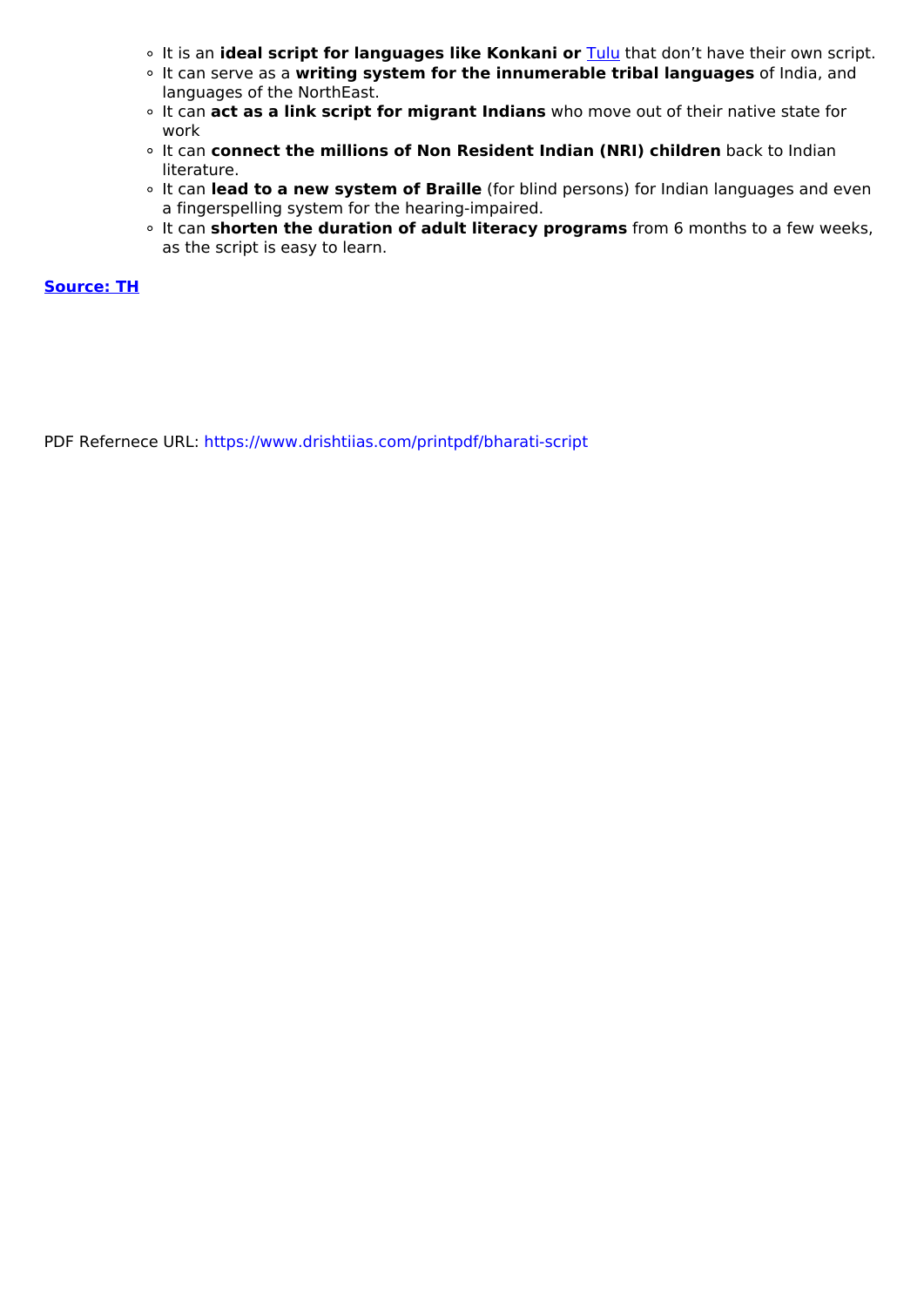- It is an **ideal script for languages like Konkani or** Tulu that don't have their own script.
- It can serve as a **writing system for the innumerable tribal languages** of India, and languages of the NorthEast.
- It can **act as a link script for migrant Indians** who move out of their native state for work
- It can **connect the millions of Non Resident Indian (NRI) children** back to Indian literature.
- It can **lead to a new system of Braille** (for blind persons) for Indian languages and even a fingerspelling system for the hearing-impaired.
- It can **shorten the duration of adult literacy programs** from 6 months to a few weeks, as the script is easy to learn.

**Source: TH**

PDF Refernece URL: https://www.drishtiias.com/printpdf/bharati-script